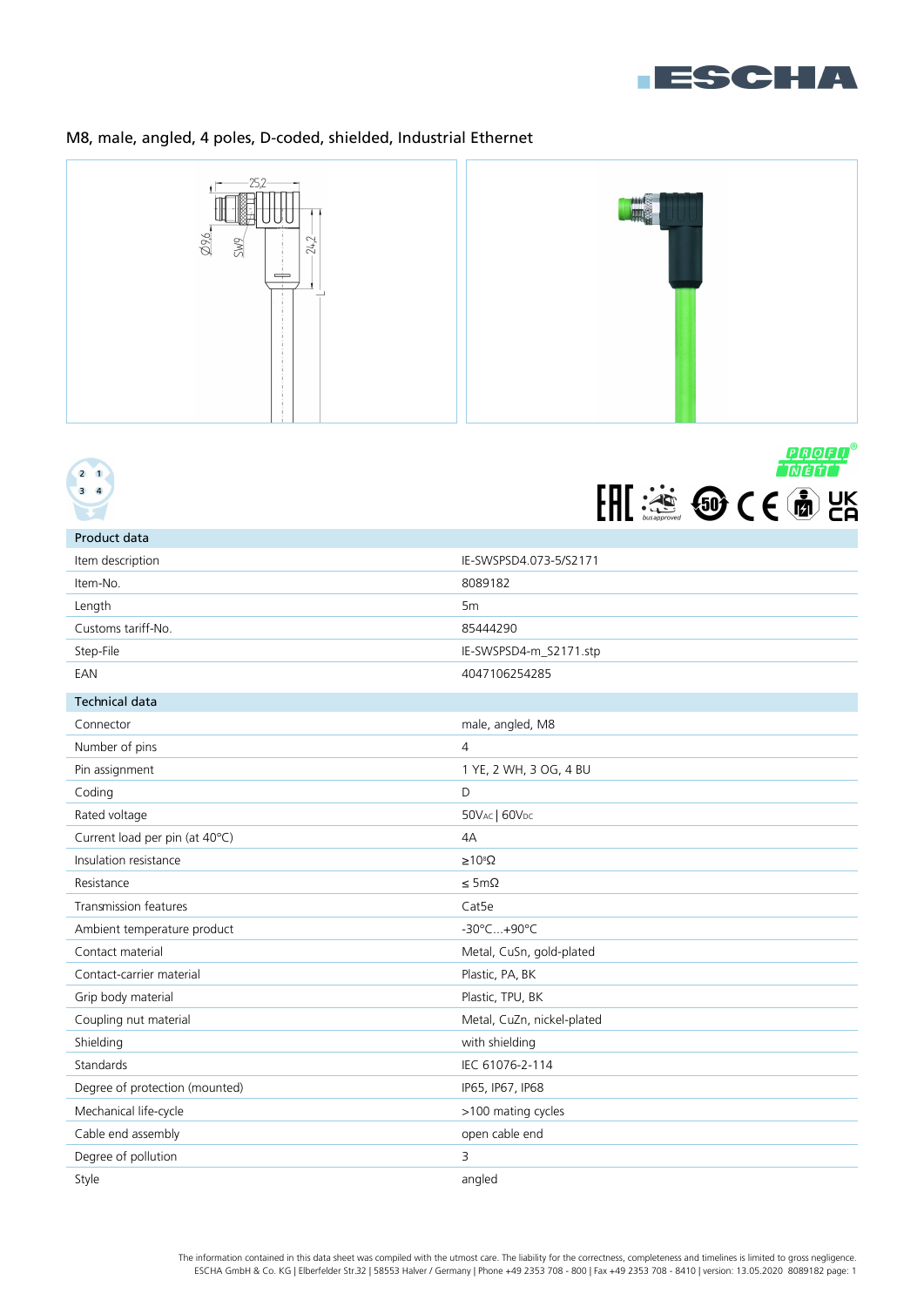# M8, male, angled, 4 poles, D-coded, shielded, Industrial Ethernet

| Product data | |
|---|---|
| Item description | IE-SWSPSD4.073-5/S2171 |
| Item-No. | 8089182 |
| Length | 5m |
| Customs tariff-No. | 85444290 |
| Step-File | IE-SWSPSD4-m_S2171.stp |
| EAN | 4047106254285 |

| Technical data | |
|---|---|
| Connector | male, angled, M8 |
| Number of pins | 4 |
| Pin assignment | 1 YE, 2 WH, 3 OG, 4 BU |
| Coding | D |
| Rated voltage | $50V_{AC}$ \| $60V_{DC}$ |
| Current load per pin (at 40°C) | 4A |
| Insulation resistance | $\geq 10^{8}\Omega$ |
| Resistance | $\leq 5m\Omega$ |
| Transmission features | Cat5e |
| Ambient temperature product | -30°C...+90°C |
| Contact material | Metal, CuSn, gold-plated |
| Contact-carrier material | Plastic, PA, BK |
| Grip body material | Plastic, TPU, BK |
| Coupling nut material | Metal, CuZn, nickel-plated |
| Shielding | with shielding |
| Standards | IEC 61076-2-114 |
| Degree of protection (mounted) | IP65, IP67, IP68 |
| Mechanical life-cycle | >100 mating cycles |
| Cable end assembly | open cable end |
| Degree of pollution | 3 |
| Style | angled |

The information contained in this data sheet was compiled with the utmost care. The liability for the correctness, completeness and timelines is limited to gross negligence.
ESCHA GmbH & Co. KG | Elberfelder Str.32 | 58553 Halver / Germany | Phone +49 2353 708 - 800 | Fax +49 2353 708 - 8410 | version: 13.05.2020 8089182 page: 1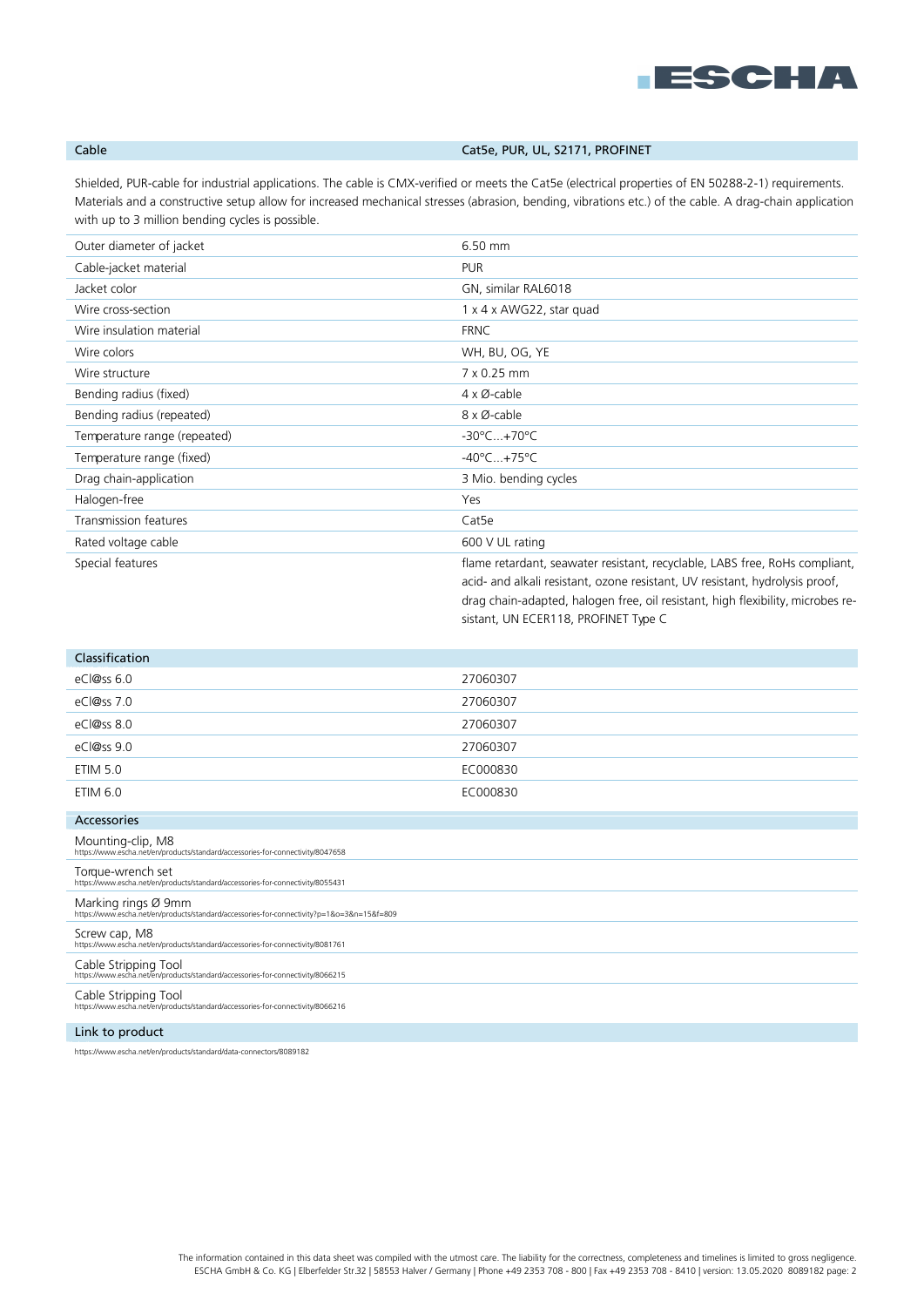| Cable | Cat5e, PUR, UL, S2171, PROFINET |
|---|---|

Shielded, PUR-cable for industrial applications. The cable is CMX-verified or meets the Cat5e (electrical properties of EN 50288-2-1) requirements. Materials and a constructive setup allow for increased mechanical stresses (abrasion, bending, vibrations etc.) of the cable. A drag-chain application with up to 3 million bending cycles is possible.

| | |
|---|---|
| Outer diameter of jacket | 6.50 mm |
| Cable-jacket material | PUR |
| Jacket color | GN, similar RAL6018 |
| Wire cross-section | 1 x 4 x AWG22, star quad |
| Wire insulation material | FRNC |
| Wire colors | WH, BU, OG, YE |
| Wire structure | 7 x 0.25 mm |
| Bending radius (fixed) | 4 x Ø-cable |
| Bending radius (repeated) | 8 x Ø-cable |
| Temperature range (repeated) | -30°C...+70°C |
| Temperature range (fixed) | -40°C...+75°C |
| Drag chain-application | 3 Mio. bending cycles |
| Halogen-free | Yes |
| Transmission features | Cat5e |
| Rated voltage cable | 600 V UL rating |
| Special features | flame retardant, seawater resistant, recyclable, LABS free, RoHs compliant, acid- and alkali resistant, ozone resistant, UV resistant, hydrolysis proof, drag chain-adapted, halogen free, oil resistant, high flexibility, microbes resistant, UN ECER118, PROFINET Type C |

## Classification

| | |
|---|---|
| eCl@ss 6.0 | 27060307 |
| eCl@ss 7.0 | 27060307 |
| eCl@ss 8.0 | 27060307 |
| eCl@ss 9.0 | 27060307 |
| ETIM 5.0 | EC000830 |
| ETIM 6.0 | EC000830 |

## Accessories

Mounting-clip, M8
https://www.escha.net/en/products/standard/accessories-for-connectivity/8047658

Torque-wrench set
https://www.escha.net/en/products/standard/accessories-for-connectivity/8055431

Marking rings Ø 9mm
https://www.escha.net/en/products/standard/accessories-for-connectivity?p=1&o=3&n=15&f=809

Screw cap, M8
https://www.escha.net/en/products/standard/accessories-for-connectivity/8081761

Cable Stripping Tool
https://www.escha.net/en/products/standard/accessories-for-connectivity/8066215

Cable Stripping Tool
https://www.escha.net/en/products/standard/accessories-for-connectivity/8066216

## Link to product

https://www.escha.net/en/products/standard/data-connectors/8089182

The information contained in this data sheet was compiled with the utmost care. The liability for the correctness, completeness and timelines is limited to gross negligence.
ESCHA GmbH & Co. KG | Elberfelder Str.32 | 58553 Halver / Germany | Phone +49 2353 708 - 800 | Fax +49 2353 708 - 8410 | version: 13.05.2020 8089182